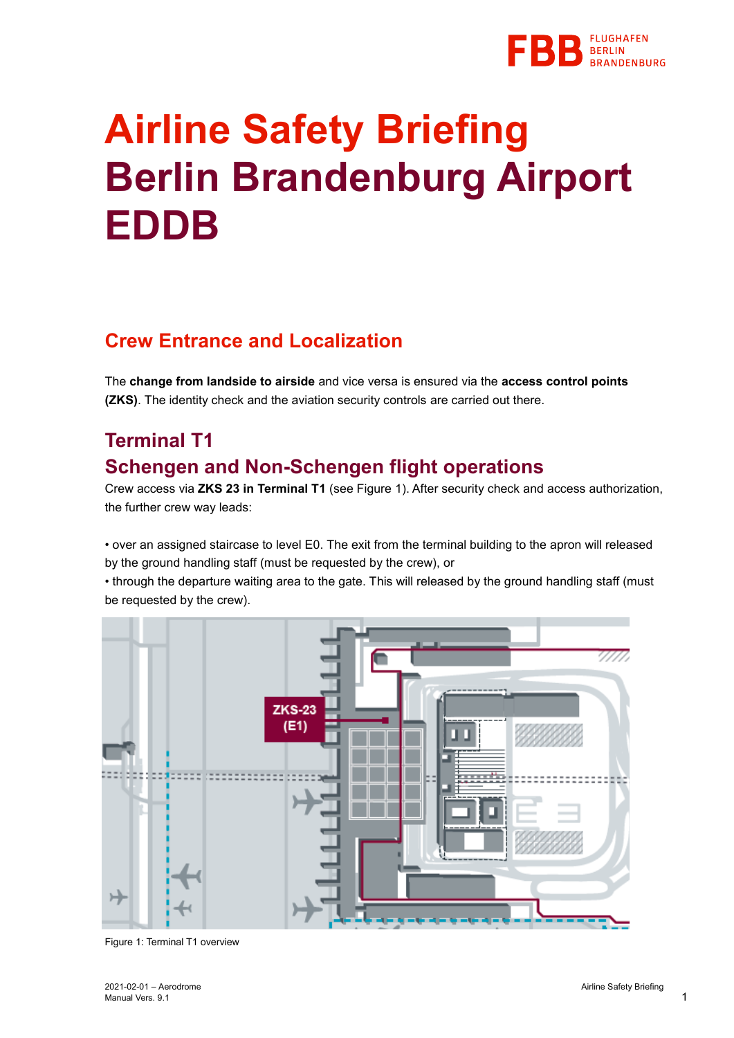# Airline Safety Briefing
# Berlin Brandenburg Airport EDDB

## Crew Entrance and Localization

The **change from landside to airside** and vice versa is ensured via the **access control points (ZKS)**. The identity check and the aviation security controls are carried out there.

## Terminal T1
## Schengen and Non-Schengen flight operations

Crew access via **ZKS 23 in Terminal T1** (see Figure 1). After security check and access authorization, the further crew way leads:

• over an assigned staircase to level E0. The exit from the terminal building to the apron will released by the ground handling staff (must be requested by the crew), or
• through the departure waiting area to the gate. This will released by the ground handling staff (must be requested by the crew).

ZKS-23 (E1)

Figure 1: Terminal T1 overview

2021-02-01 – Aerodrome Manual Vers. 9.1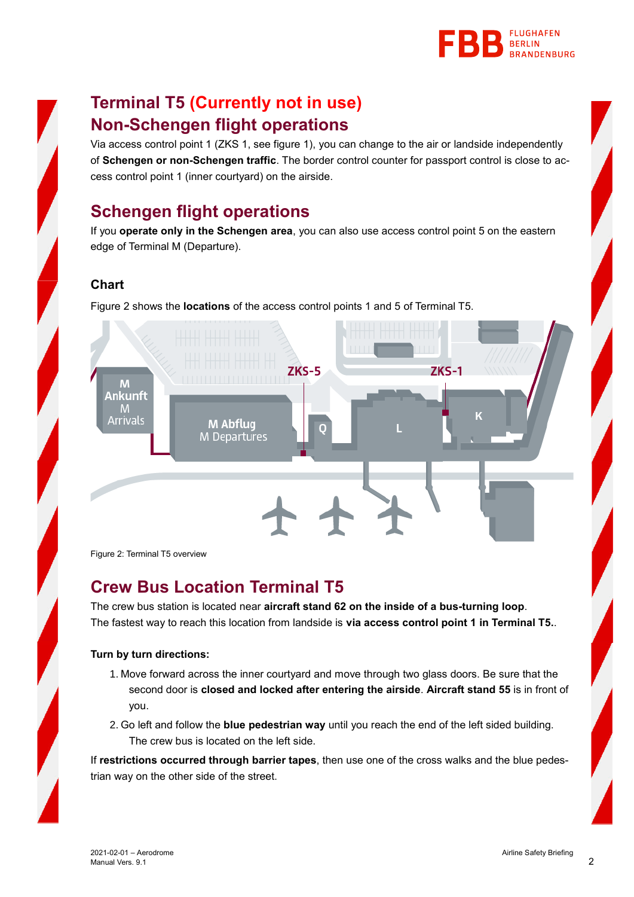## Terminal T5 (Currently not in use)
## Non-Schengen flight operations

Via access control point 1 (ZKS 1, see figure 1), you can change to the air or landside independently of **Schengen or non-Schengen traffic**. The border control counter for passport control is close to access control point 1 (inner courtyard) on the airside.

## Schengen flight operations

If you **operate only in the Schengen area**, you can also use access control point 5 on the eastern edge of Terminal M (Departure).

### Chart

Figure 2 shows the **locations** of the access control points 1 and 5 of Terminal T5.

Figure 2: Terminal T5 overview

## Crew Bus Location Terminal T5

The crew bus station is located near **aircraft stand 62 on the inside of a bus-turning loop**. The fastest way to reach this location from landside is **via access control point 1 in Terminal T5.**.

**Turn by turn directions:**

1. Move forward across the inner courtyard and move through two glass doors. Be sure that the second door is **closed and locked after entering the airside**. **Aircraft stand 55** is in front of you.
2. Go left and follow the **blue pedestrian way** until you reach the end of the left sided building. The crew bus is located on the left side.

If **restrictions occurred through barrier tapes**, then use one of the cross walks and the blue pedestrian way on the other side of the street.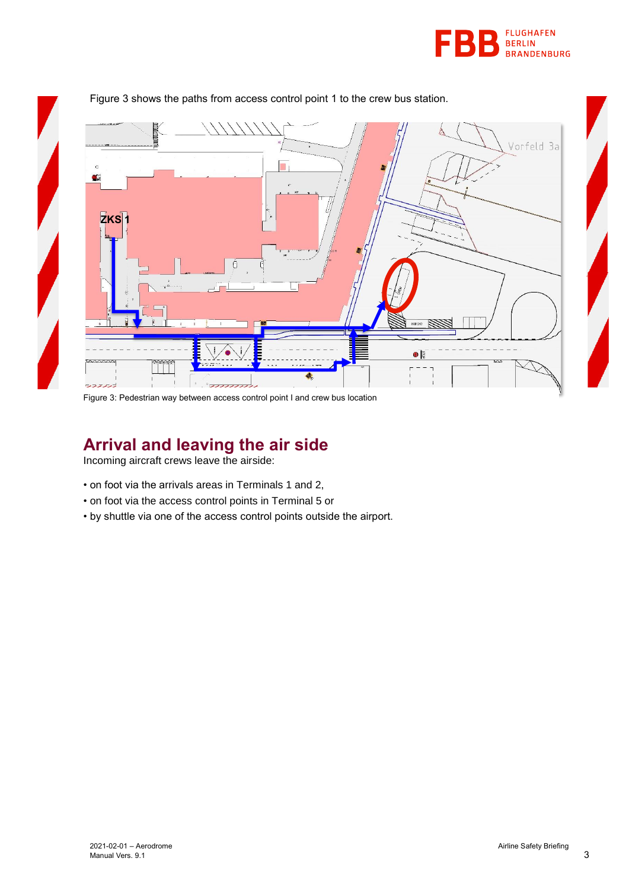Figure 3 shows the paths from access control point 1 to the crew bus station.

Figure 3: Pedestrian way between access control point I and crew bus location

## Arrival and leaving the air side

Incoming aircraft crews leave the airside:

- on foot via the arrivals areas in Terminals 1 and 2,
- on foot via the access control points in Terminal 5 or
- by shuttle via one of the access control points outside the airport.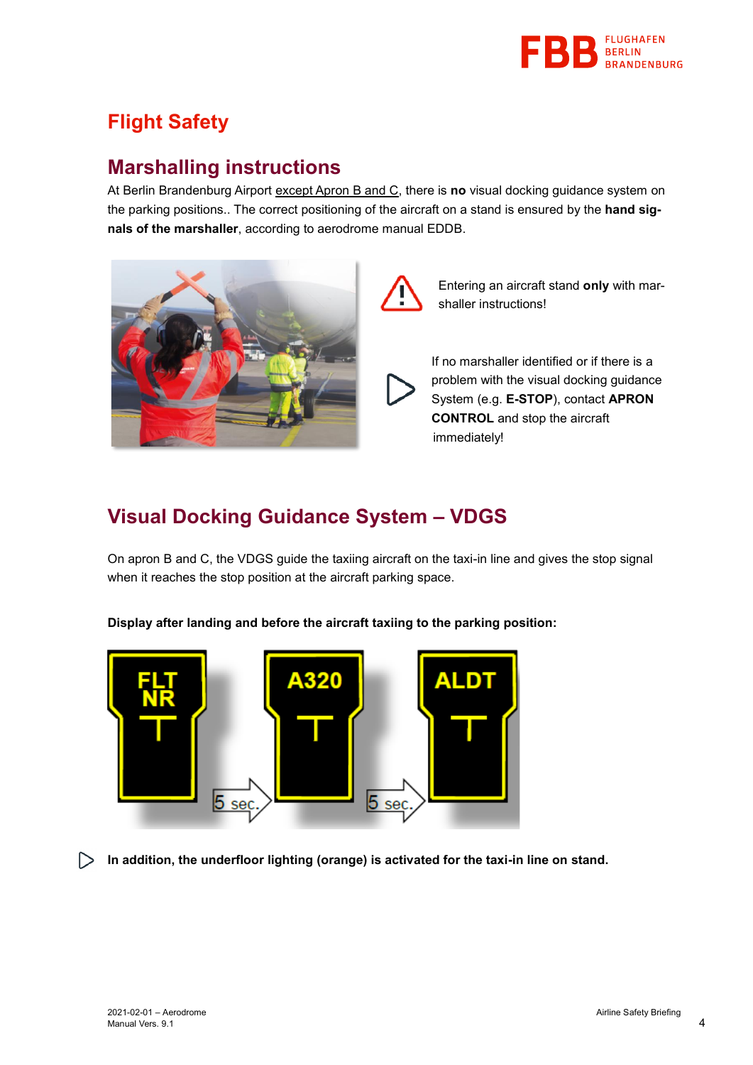# Flight Safety

## Marshalling instructions

At Berlin Brandenburg Airport except Apron B and C, there is **no** visual docking guidance system on the parking positions.. The correct positioning of the aircraft on a stand is ensured by the **hand signals of the marshaller**, according to aerodrome manual EDDB.

Entering an aircraft stand **only** with marshaller instructions!

If no marshaller identified or if there is a problem with the visual docking guidance System (e.g. **E-STOP**), contact **APRON CONTROL** and stop the aircraft immediately!

## Visual Docking Guidance System – VDGS

On apron B and C, the VDGS guide the taxiing aircraft on the taxi-in line and gives the stop signal when it reaches the stop position at the aircraft parking space.

**Display after landing and before the aircraft taxiing to the parking position:**

FLT NR → 5 sec. → A320 → 5 sec. → ALDT

**In addition, the underfloor lighting (orange) is activated for the taxi-in line on stand.**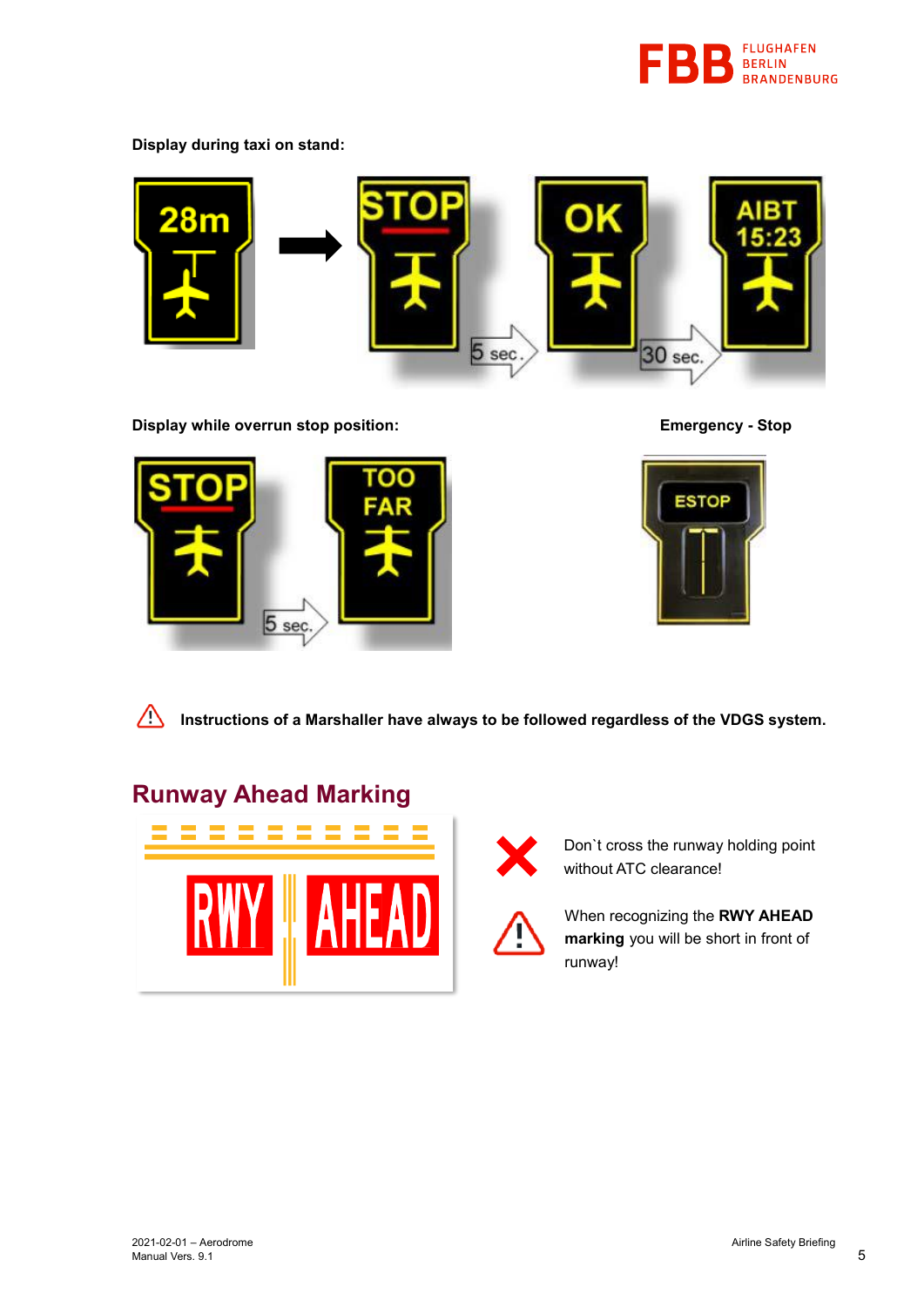**Display during taxi on stand:**

**Display while overrun stop position:**

**Emergency - Stop**

⚠ **Instructions of a Marshaller have always to be followed regardless of the VDGS system.**

## Runway Ahead Marking

Don`t cross the runway holding point without ATC clearance!

When recognizing the **RWY AHEAD marking** you will be short in front of runway!

2021-02-01 – Aerodrome Manual Vers. 9.1

Airline Safety Briefing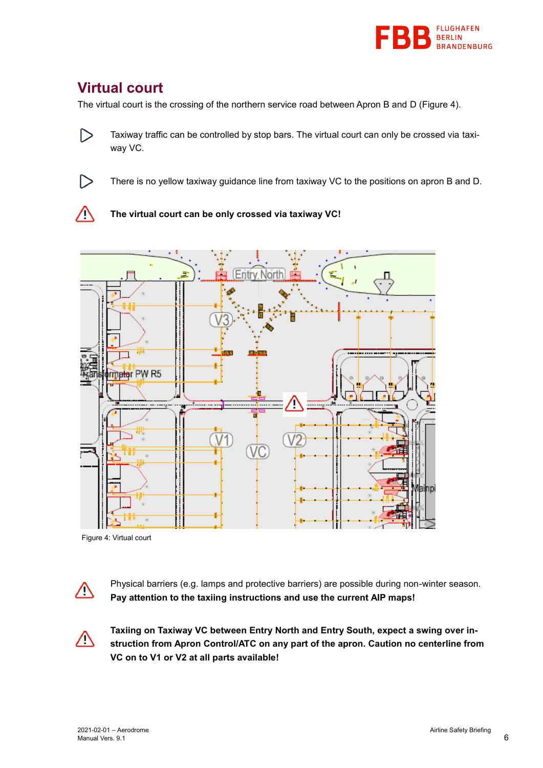## Virtual court

The virtual court is the crossing of the northern service road between Apron B and D (Figure 4).

- Taxiway traffic can be controlled by stop bars. The virtual court can only be crossed via taxiway VC.

- There is no yellow taxiway guidance line from taxiway VC to the positions on apron B and D.

⚠ **The virtual court can be only crossed via taxiway VC!**

Figure 4: Virtual court

⚠ Physical barriers (e.g. lamps and protective barriers) are possible during non-winter season. **Pay attention to the taxiing instructions and use the current AIP maps!**

⚠ **Taxiing on Taxiway VC between Entry North and Entry South, expect a swing over instruction from Apron Control/ATC on any part of the apron. Caution no centerline from VC on to V1 or V2 at all parts available!**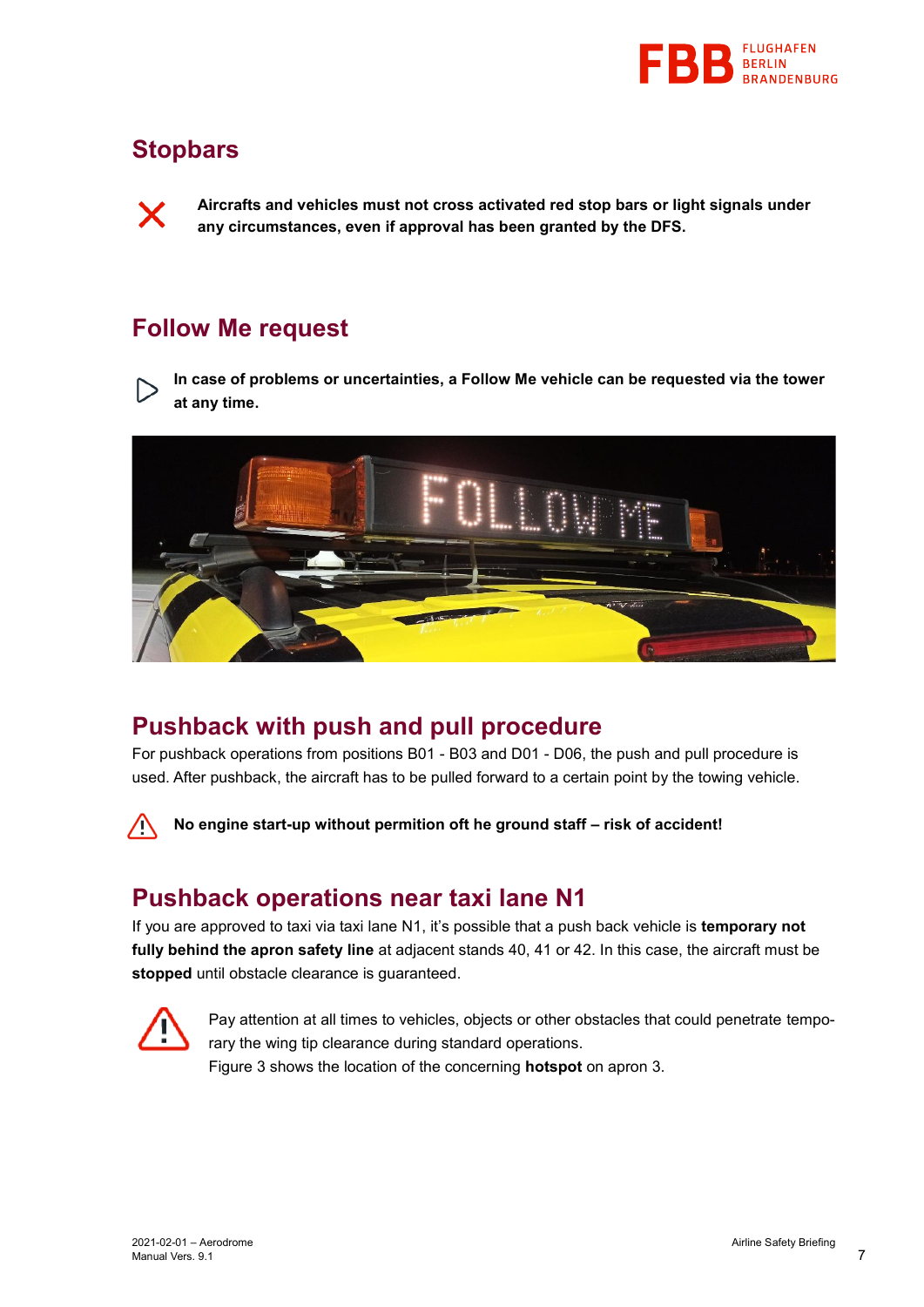## Stopbars

**Aircrafts and vehicles must not cross activated red stop bars or light signals under any circumstances, even if approval has been granted by the DFS.**

## Follow Me request

**In case of problems or uncertainties, a Follow Me vehicle can be requested via the tower at any time.**

## Pushback with push and pull procedure

For pushback operations from positions B01 - B03 and D01 - D06, the push and pull procedure is used. After pushback, the aircraft has to be pulled forward to a certain point by the towing vehicle.

**No engine start-up without permition oft he ground staff – risk of accident!**

## Pushback operations near taxi lane N1

If you are approved to taxi via taxi lane N1, it's possible that a push back vehicle is **temporary not fully behind the apron safety line** at adjacent stands 40, 41 or 42. In this case, the aircraft must be **stopped** until obstacle clearance is guaranteed.

Pay attention at all times to vehicles, objects or other obstacles that could penetrate temporary the wing tip clearance during standard operations.
Figure 3 shows the location of the concerning **hotspot** on apron 3.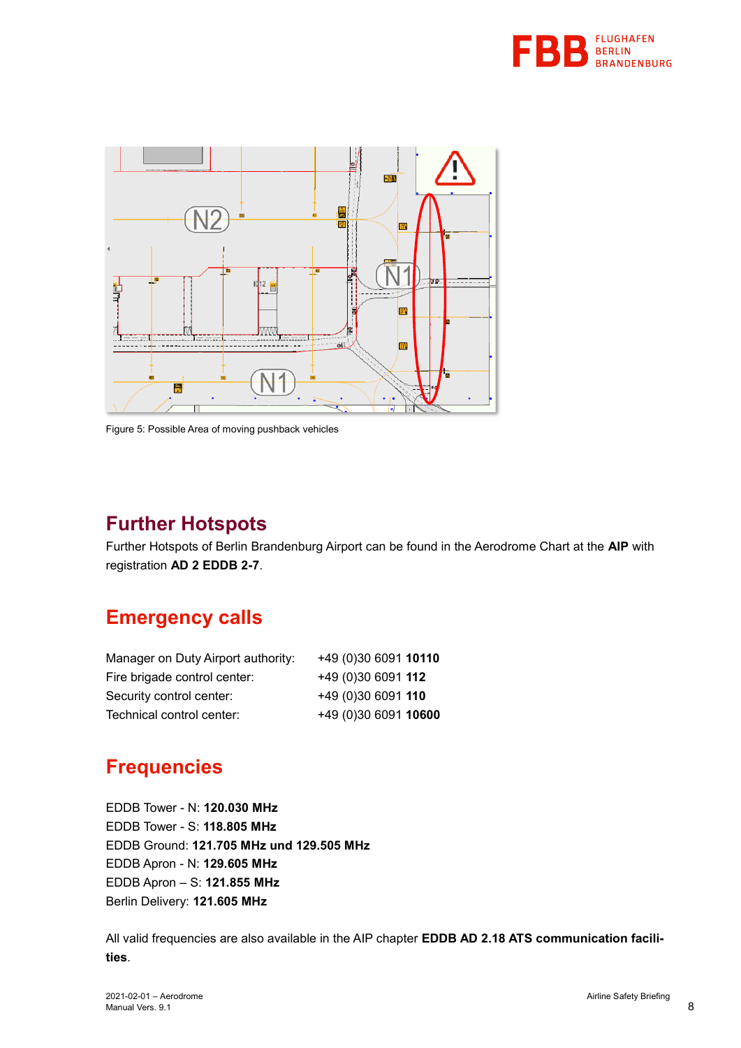Figure 5: Possible Area of moving pushback vehicles

## Further Hotspots

Further Hotspots of Berlin Brandenburg Airport can be found in the Aerodrome Chart at the **AIP** with registration **AD 2 EDDB 2-7**.

## Emergency calls

| | |
|---|---|
| Manager on Duty Airport authority: | +49 (0)30 6091 **10110** |
| Fire brigade control center: | +49 (0)30 6091 **112** |
| Security control center: | +49 (0)30 6091 **110** |
| Technical control center: | +49 (0)30 6091 **10600** |

## Frequencies

EDDB Tower - N: **120.030 MHz**
EDDB Tower - S: **118.805 MHz**
EDDB Ground: **121.705 MHz und 129.505 MHz**
EDDB Apron - N: **129.605 MHz**
EDDB Apron – S: **121.855 MHz**
Berlin Delivery: **121.605 MHz**

All valid frequencies are also available in the AIP chapter **EDDB AD 2.18 ATS communication facilities**.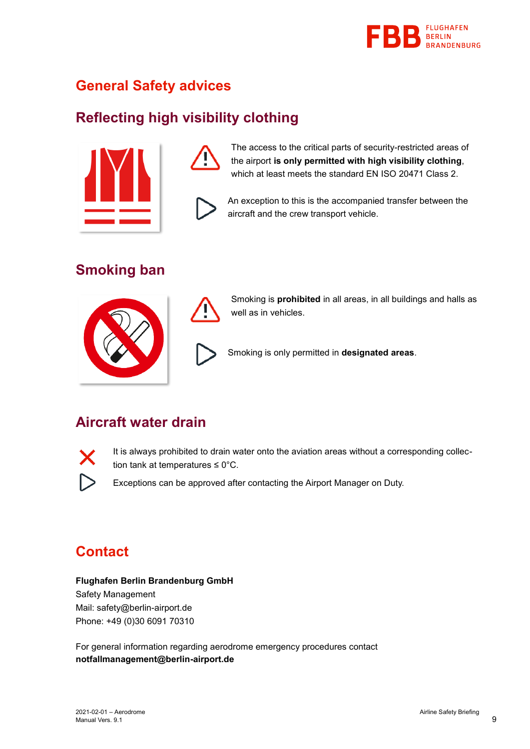# General Safety advices

## Reflecting high visibility clothing

The access to the critical parts of security-restricted areas of the airport **is only permitted with high visibility clothing**, which at least meets the standard EN ISO 20471 Class 2.

An exception to this is the accompanied transfer between the aircraft and the crew transport vehicle.

## Smoking ban

Smoking is **prohibited** in all areas, in all buildings and halls as well as in vehicles.

Smoking is only permitted in **designated areas**.

## Aircraft water drain

It is always prohibited to drain water onto the aviation areas without a corresponding collection tank at temperatures ≤ 0°C.

Exceptions can be approved after contacting the Airport Manager on Duty.

# Contact

**Flughafen Berlin Brandenburg GmbH**
Safety Management
Mail: safety@berlin-airport.de
Phone: +49 (0)30 6091 70310

For general information regarding aerodrome emergency procedures contact
**notfallmanagement@berlin-airport.de**